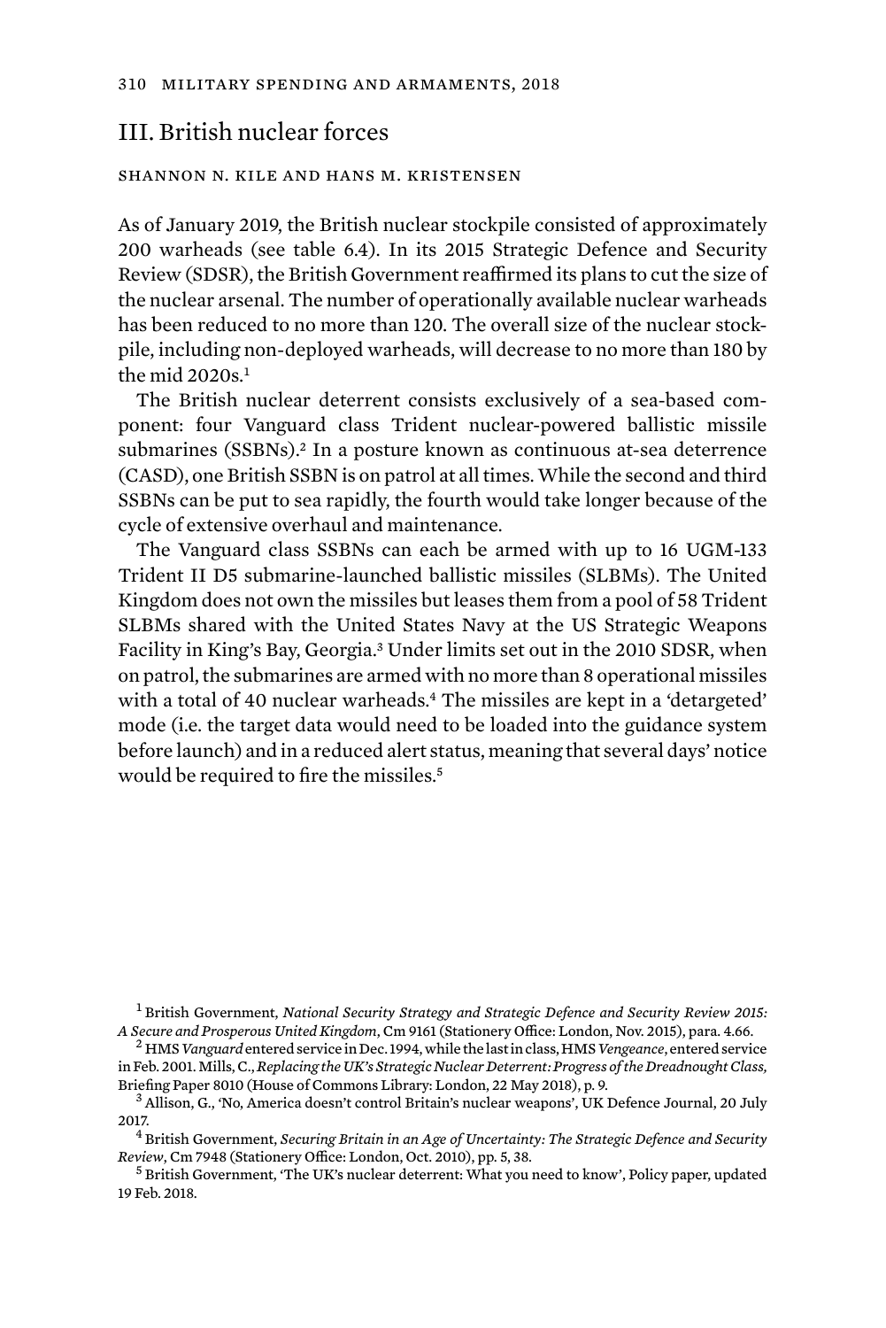## III. British nuclear forces

SHANNON N. KILE AND HANS M. KRISTENSEN

As of January 2019, the British nuclear stockpile consisted of approximately 200 warheads (see table 6.4). In its 2015 Strategic Defence and Security Review (SDSR), the British Government reaffirmed its plans to cut the size of the nuclear arsenal. The number of operationally available nuclear warheads has been reduced to no more than 120. The overall size of the nuclear stockpile, including non-deployed warheads, will decrease to no more than 180 by the mid 2020s.[1]

The British nuclear deterrent consists exclusively of a sea-based component: four Vanguard class Trident nuclear-powered ballistic missile submarines (SSBNs).[2] In a posture known as continuous at-sea deterrence (CASD), one British SSBN is on patrol at all times. While the second and third SSBNs can be put to sea rapidly, the fourth would take longer because of the cycle of extensive overhaul and maintenance.

The Vanguard class SSBNs can each be armed with up to 16 UGM-133 Trident II D5 submarine-launched ballistic missiles (SLBMs). The United Kingdom does not own the missiles but leases them from a pool of 58 Trident SLBMs shared with the United States Navy at the US Strategic Weapons Facility in King's Bay, Georgia.[3] Under limits set out in the 2010 SDSR, when on patrol, the submarines are armed with no more than 8 operational missiles with a total of 40 nuclear warheads.[4] The missiles are kept in a 'detargeted' mode (i.e. the target data would need to be loaded into the guidance system before launch) and in a reduced alert status, meaning that several days' notice would be required to fire the missiles.[5]

[1] British Government, *National Security Strategy and Strategic Defence and Security Review 2015: A Secure and Prosperous United Kingdom*, Cm 9161 (Stationery Office: London, Nov. 2015), para. 4.66.

[2] HMS *Vanguard* entered service in Dec. 1994, while the last in class, HMS *Vengeance*, entered service in Feb. 2001. Mills, C., *Replacing the UK's Strategic Nuclear Deterrent: Progress of the Dreadnought Class,* Briefing Paper 8010 (House of Commons Library: London, 22 May 2018), p. 9.

[3] Allison, G., 'No, America doesn't control Britain's nuclear weapons', UK Defence Journal, 20 July 2017.

[4] British Government, *Securing Britain in an Age of Uncertainty: The Strategic Defence and Security Review*, Cm 7948 (Stationery Office: London, Oct. 2010), pp. 5, 38.

[5] British Government, 'The UK's nuclear deterrent: What you need to know', Policy paper, updated 19 Feb. 2018.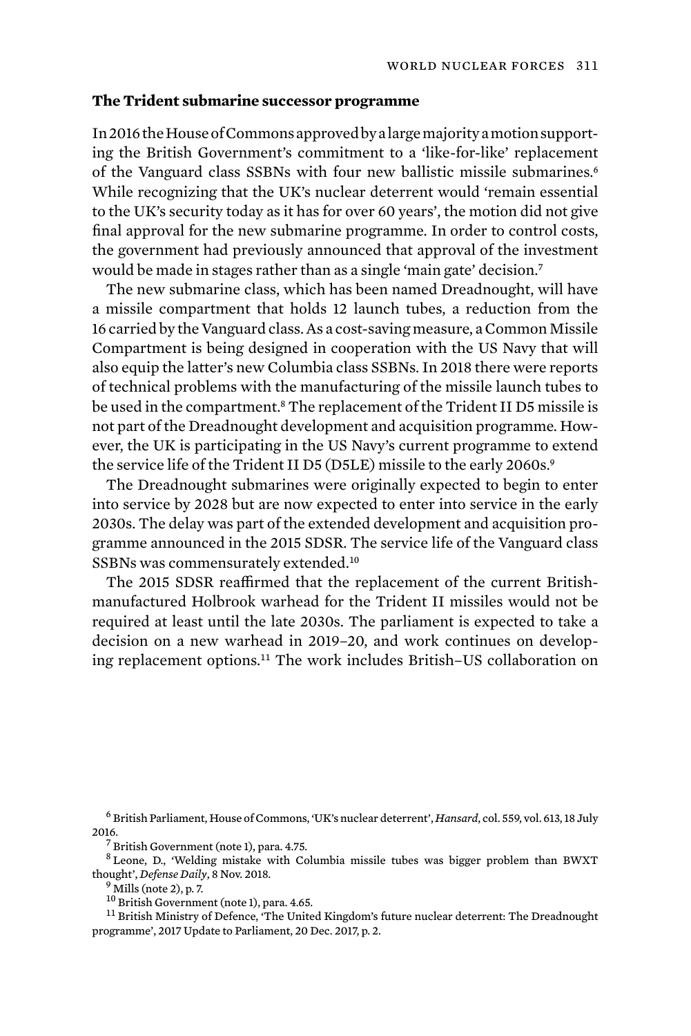### The Trident submarine successor programme

In 2016 the House of Commons approved by a large majority a motion supporting the British Government's commitment to a 'like-for-like' replacement of the Vanguard class SSBNs with four new ballistic missile submarines.[6] While recognizing that the UK's nuclear deterrent would 'remain essential to the UK's security today as it has for over 60 years', the motion did not give final approval for the new submarine programme. In order to control costs, the government had previously announced that approval of the investment would be made in stages rather than as a single 'main gate' decision.[7]

The new submarine class, which has been named Dreadnought, will have a missile compartment that holds 12 launch tubes, a reduction from the 16 carried by the Vanguard class. As a cost-saving measure, a Common Missile Compartment is being designed in cooperation with the US Navy that will also equip the latter's new Columbia class SSBNs. In 2018 there were reports of technical problems with the manufacturing of the missile launch tubes to be used in the compartment.[8] The replacement of the Trident II D5 missile is not part of the Dreadnought development and acquisition programme. However, the UK is participating in the US Navy's current programme to extend the service life of the Trident II D5 (D5LE) missile to the early 2060s.[9]

The Dreadnought submarines were originally expected to begin to enter into service by 2028 but are now expected to enter into service in the early 2030s. The delay was part of the extended development and acquisition programme announced in the 2015 SDSR. The service life of the Vanguard class SSBNs was commensurately extended.[10]

The 2015 SDSR reaffirmed that the replacement of the current British-manufactured Holbrook warhead for the Trident II missiles would not be required at least until the late 2030s. The parliament is expected to take a decision on a new warhead in 2019–20, and work continues on developing replacement options.[11] The work includes British–US collaboration on

[6] British Parliament, House of Commons, 'UK's nuclear deterrent', *Hansard*, col. 559, vol. 613, 18 July 2016.

[7] British Government (note 1), para. 4.75.

[8] Leone, D., 'Welding mistake with Columbia missile tubes was bigger problem than BWXT thought', *Defense Daily*, 8 Nov. 2018.

[9] Mills (note 2), p. 7.

[10] British Government (note 1), para. 4.65.

[11] British Ministry of Defence, 'The United Kingdom's future nuclear deterrent: The Dreadnought programme', 2017 Update to Parliament, 20 Dec. 2017, p. 2.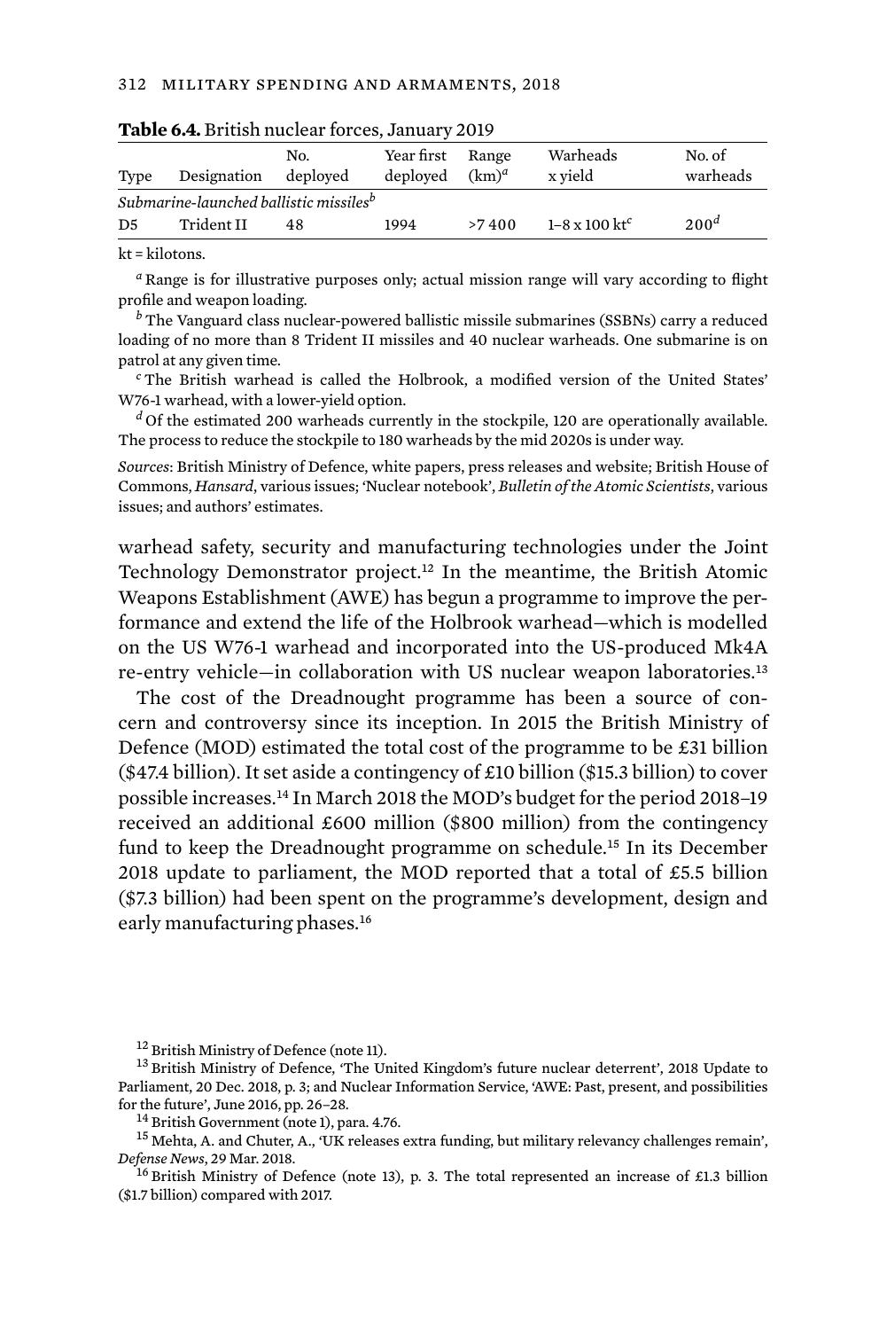**Table 6.4.** British nuclear forces, January 2019

| Type | Designation | No. deployed | Year first deployed | Range (km)[a] | Warheads x yield | No. of warheads |
|---|---|---|---|---|---|---|
| *Submarine-launched ballistic missiles*[b] | | | | | | |
| D5 | Trident II | 48 | 1994 | >7 400 | 1–8 x 100 kt[c] | 200[d] |

kt = kilotons.

[a] Range is for illustrative purposes only; actual mission range will vary according to flight profile and weapon loading.

[b] The Vanguard class nuclear-powered ballistic missile submarines (SSBNs) carry a reduced loading of no more than 8 Trident II missiles and 40 nuclear warheads. One submarine is on patrol at any given time.

[c] The British warhead is called the Holbrook, a modified version of the United States' W76-1 warhead, with a lower-yield option.

[d] Of the estimated 200 warheads currently in the stockpile, 120 are operationally available. The process to reduce the stockpile to 180 warheads by the mid 2020s is under way.

*Sources*: British Ministry of Defence, white papers, press releases and website; British House of Commons, *Hansard*, various issues; 'Nuclear notebook', *Bulletin of the Atomic Scientists*, various issues; and authors' estimates.

warhead safety, security and manufacturing technologies under the Joint Technology Demonstrator project.[12] In the meantime, the British Atomic Weapons Establishment (AWE) has begun a programme to improve the performance and extend the life of the Holbrook warhead—which is modelled on the US W76-1 warhead and incorporated into the US-produced Mk4A re-entry vehicle—in collaboration with US nuclear weapon laboratories.[13]

The cost of the Dreadnought programme has been a source of concern and controversy since its inception. In 2015 the British Ministry of Defence (MOD) estimated the total cost of the programme to be £31 billion ($47.4 billion). It set aside a contingency of £10 billion ($15.3 billion) to cover possible increases.[14] In March 2018 the MOD's budget for the period 2018–19 received an additional £600 million ($800 million) from the contingency fund to keep the Dreadnought programme on schedule.[15] In its December 2018 update to parliament, the MOD reported that a total of £5.5 billion ($7.3 billion) had been spent on the programme's development, design and early manufacturing phases.[16]

[12] British Ministry of Defence (note 11).

[13] British Ministry of Defence, 'The United Kingdom's future nuclear deterrent', 2018 Update to Parliament, 20 Dec. 2018, p. 3; and Nuclear Information Service, 'AWE: Past, present, and possibilities for the future', June 2016, pp. 26–28.

[14] British Government (note 1), para. 4.76.

[15] Mehta, A. and Chuter, A., 'UK releases extra funding, but military relevancy challenges remain', *Defense News*, 29 Mar. 2018.

[16] British Ministry of Defence (note 13), p. 3. The total represented an increase of £1.3 billion ($1.7 billion) compared with 2017.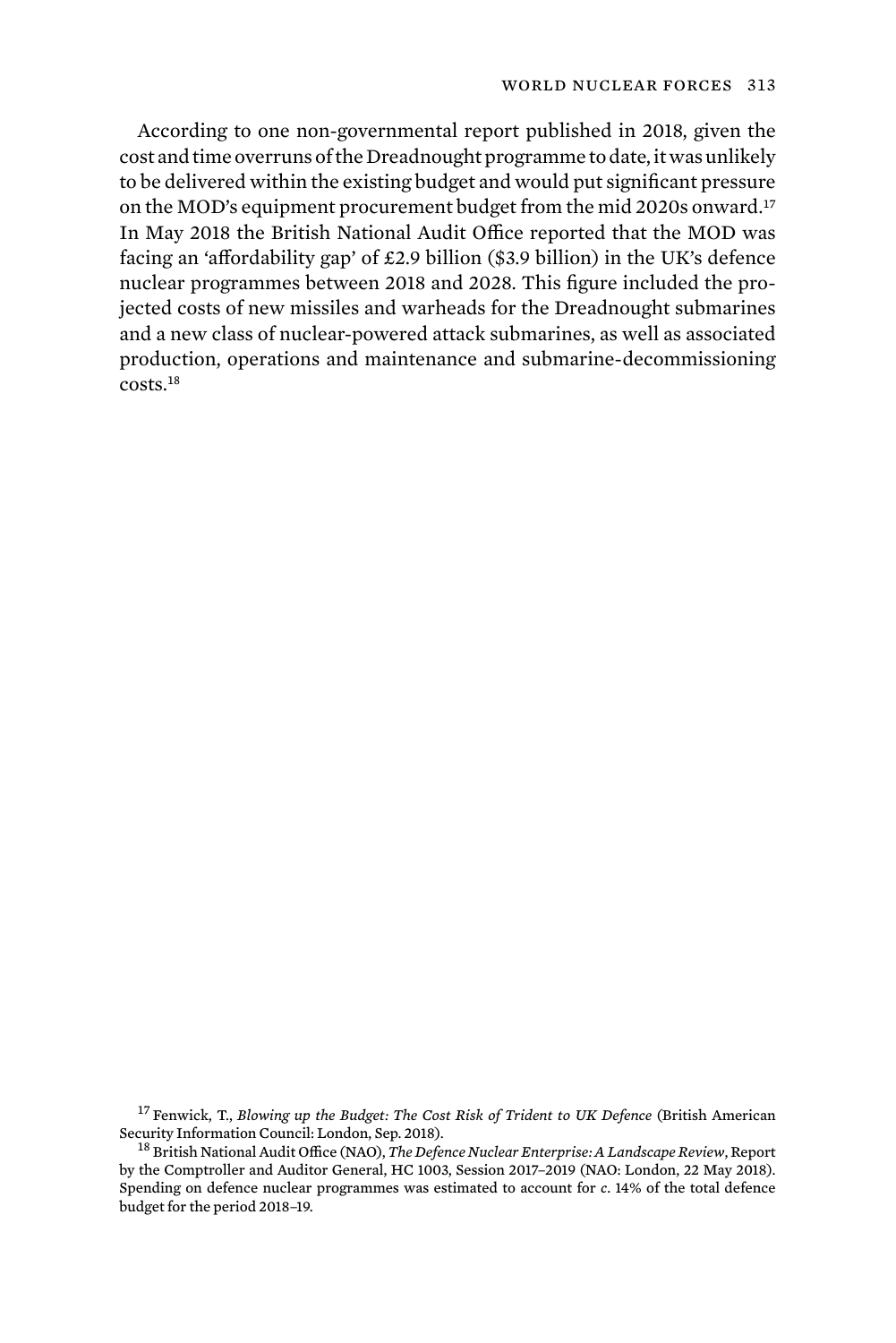According to one non-governmental report published in 2018, given the cost and time overruns of the Dreadnought programme to date, it was unlikely to be delivered within the existing budget and would put significant pressure on the MOD's equipment procurement budget from the mid 2020s onward.[17] In May 2018 the British National Audit Office reported that the MOD was facing an 'affordability gap' of £2.9 billion ($3.9 billion) in the UK's defence nuclear programmes between 2018 and 2028. This figure included the projected costs of new missiles and warheads for the Dreadnought submarines and a new class of nuclear-powered attack submarines, as well as associated production, operations and maintenance and submarine-decommissioning costs.[18]

[17] Fenwick, T., *Blowing up the Budget: The Cost Risk of Trident to UK Defence* (British American Security Information Council: London, Sep. 2018).

[18] British National Audit Office (NAO), *The Defence Nuclear Enterprise: A Landscape Review*, Report by the Comptroller and Auditor General, HC 1003, Session 2017–2019 (NAO: London, 22 May 2018). Spending on defence nuclear programmes was estimated to account for *c*. 14% of the total defence budget for the period 2018–19.